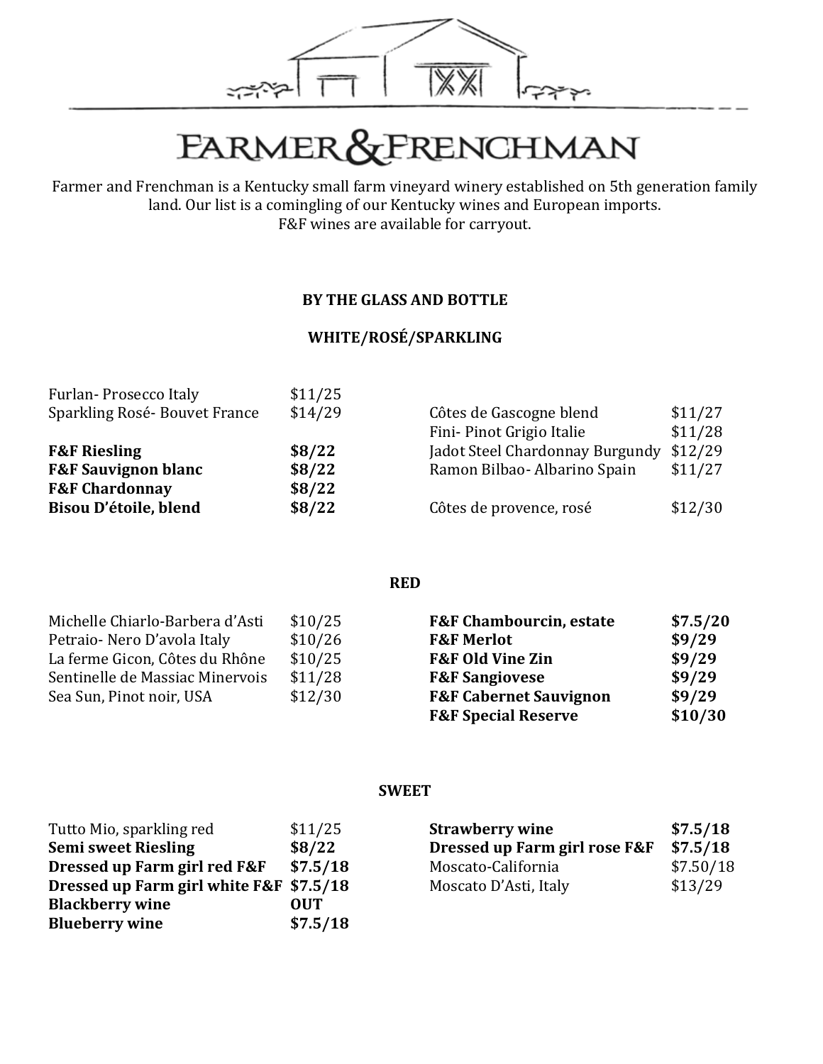# FARMER & FRENCHMAN

Farmer and Frenchman is a Kentucky small farm vineyard winery established on 5th generation family land. Our list is a comingling of our Kentucky wines and European imports.
F&F wines are available for carryout.

## BY THE GLASS AND BOTTLE

### WHITE/ROSÉ/SPARKLING

| Wine | Price |
|---|---|
| Furlan- Prosecco Italy | $11/25 |
| Sparkling Rosé- Bouvet France | $14/29 |
| **F&F Riesling** | **$8/22** |
| **F&F Sauvignon blanc** | **$8/22** |
| **F&F Chardonnay** | **$8/22** |
| **Bisou D'étoile, blend** | **$8/22** |
| Côtes de Gascogne blend | $11/27 |
| Fini- Pinot Grigio Italie | $11/28 |
| Jadot Steel Chardonnay Burgundy | $12/29 |
| Ramon Bilbao- Albarino Spain | $11/27 |
| Côtes de provence, rosé | $12/30 |

### RED

| Wine | Price |
|---|---|
| Michelle Chiarlo-Barbera d'Asti | $10/25 |
| Petraio- Nero D'avola Italy | $10/26 |
| La ferme Gicon, Côtes du Rhône | $10/25 |
| Sentinelle de Massiac Minervois | $11/28 |
| Sea Sun, Pinot noir, USA | $12/30 |
| **F&F Chambourcin, estate** | **$7.5/20** |
| **F&F Merlot** | **$9/29** |
| **F&F Old Vine Zin** | **$9/29** |
| **F&F Sangiovese** | **$9/29** |
| **F&F Cabernet Sauvignon** | **$9/29** |
| **F&F Special Reserve** | **$10/30** |

### SWEET

| Wine | Price |
|---|---|
| Tutto Mio, sparkling red | $11/25 |
| **Semi sweet Riesling** | **$8/22** |
| **Dressed up Farm girl red F&F** | **$7.5/18** |
| **Dressed up Farm girl white F&F** | **$7.5/18** |
| **Blackberry wine** | **OUT** |
| **Blueberry wine** | **$7.5/18** |
| **Strawberry wine** | **$7.5/18** |
| **Dressed up Farm girl rose F&F** | **$7.5/18** |
| Moscato-California | $7.50/18 |
| Moscato D'Asti, Italy | $13/29 |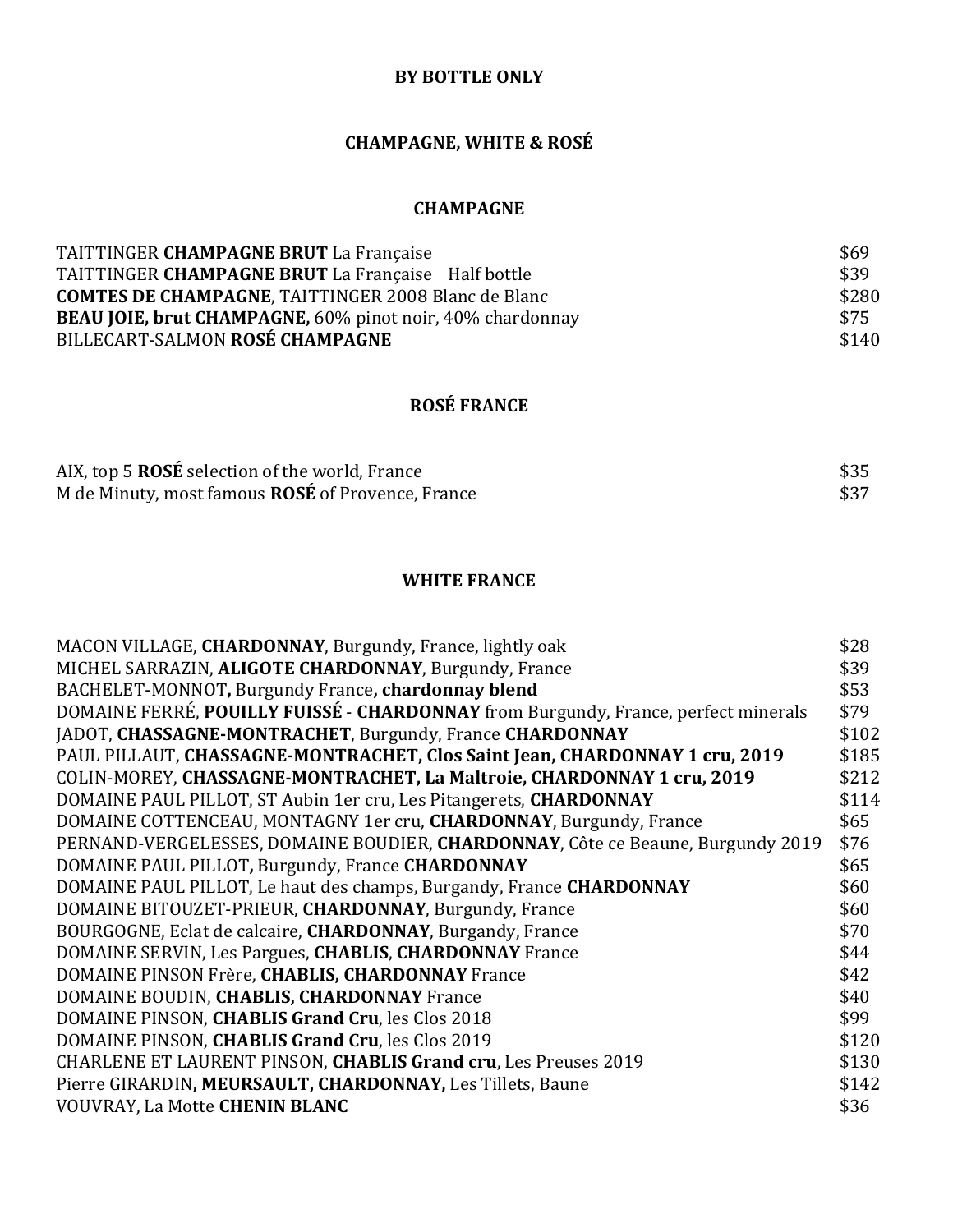## BY BOTTLE ONLY

## CHAMPAGNE, WHITE & ROSÉ

### CHAMPAGNE

| | |
|---|---|
| TAITTINGER **CHAMPAGNE BRUT** La Française | $69 |
| TAITTINGER **CHAMPAGNE BRUT** La Française Half bottle | $39 |
| **COMTES DE CHAMPAGNE**, TAITTINGER 2008 Blanc de Blanc | $280 |
| **BEAU JOIE, brut CHAMPAGNE,** 60% pinot noir, 40% chardonnay | $75 |
| BILLECART-SALMON **ROSÉ CHAMPAGNE** | $140 |

### ROSÉ FRANCE

| | |
|---|---|
| AIX, top 5 **ROSÉ** selection of the world, France | $35 |
| M de Minuty, most famous **ROSÉ** of Provence, France | $37 |

### WHITE FRANCE

| | |
|---|---|
| MACON VILLAGE, **CHARDONNAY**, Burgundy, France, lightly oak | $28 |
| MICHEL SARRAZIN, **ALIGOTE CHARDONNAY**, Burgundy, France | $39 |
| BACHELET-MONNOT**,** Burgundy France**, chardonnay blend** | $53 |
| DOMAINE FERRÉ, **POUILLY FUISSÉ - CHARDONNAY** from Burgundy, France, perfect minerals | $79 |
| JADOT, **CHASSAGNE-MONTRACHET**, Burgundy, France **CHARDONNAY** | $102 |
| PAUL PILLAUT, **CHASSAGNE-MONTRACHET, Clos Saint Jean, CHARDONNAY 1 cru, 2019** | $185 |
| COLIN-MOREY, **CHASSAGNE-MONTRACHET, La Maltroie, CHARDONNAY 1 cru, 2019** | $212 |
| DOMAINE PAUL PILLOT, ST Aubin 1er cru, Les Pitangerets, **CHARDONNAY** | $114 |
| DOMAINE COTTENCEAU, MONTAGNY 1er cru, **CHARDONNAY**, Burgundy, France | $65 |
| PERNAND-VERGELESSES, DOMAINE BOUDIER, **CHARDONNAY**, Côte ce Beaune, Burgundy 2019 | $76 |
| DOMAINE PAUL PILLOT**,** Burgundy, France **CHARDONNAY** | $65 |
| DOMAINE PAUL PILLOT, Le haut des champs, Burgandy, France **CHARDONNAY** | $60 |
| DOMAINE BITOUZET-PRIEUR, **CHARDONNAY**, Burgundy, France | $60 |
| BOURGOGNE, Eclat de calcaire, **CHARDONNAY**, Burgandy, France | $70 |
| DOMAINE SERVIN, Les Pargues, **CHABLIS**, **CHARDONNAY** France | $44 |
| DOMAINE PINSON Frère, **CHABLIS, CHARDONNAY** France | $42 |
| DOMAINE BOUDIN, **CHABLIS, CHARDONNAY** France | $40 |
| DOMAINE PINSON, **CHABLIS Grand Cru**, les Clos 2018 | $99 |
| DOMAINE PINSON, **CHABLIS Grand Cru**, les Clos 2019 | $120 |
| CHARLENE ET LAURENT PINSON, **CHABLIS Grand cru**, Les Preuses 2019 | $130 |
| Pierre GIRARDIN**, MEURSAULT, CHARDONNAY,** Les Tillets, Baune | $142 |
| VOUVRAY, La Motte **CHENIN BLANC** | $36 |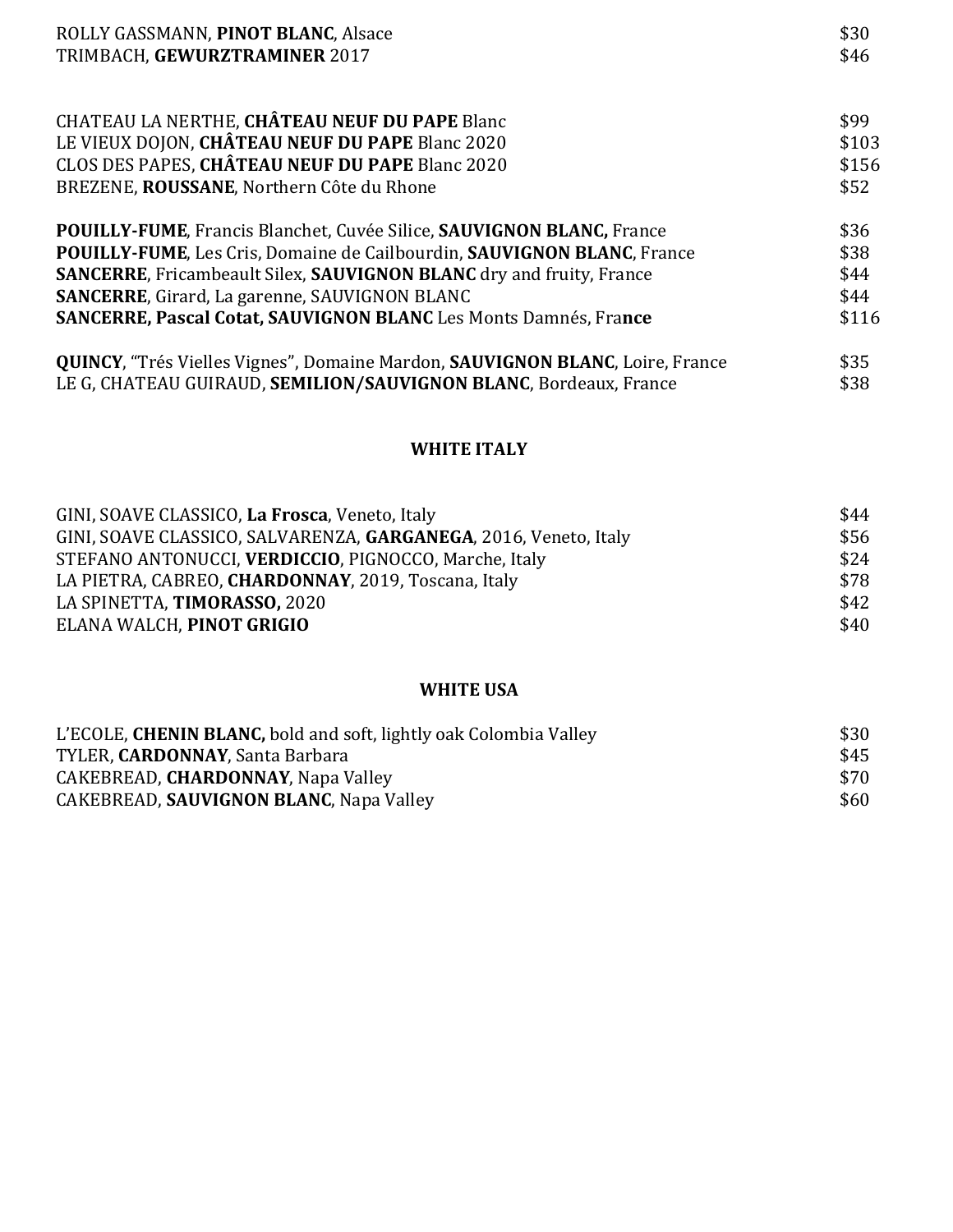ROLLY GASSMANN, **PINOT BLANC**, Alsace $30
TRIMBACH, **GEWURZTRAMINER** 2017 $46

CHATEAU LA NERTHE, **CHÂTEAU NEUF DU PAPE** Blanc $99
LE VIEUX DOJON, **CHÂTEAU NEUF DU PAPE** Blanc 2020 $103
CLOS DES PAPES, **CHÂTEAU NEUF DU PAPE** Blanc 2020 $156
BREZENE, **ROUSSANE**, Northern Côte du Rhone $52

**POUILLY-FUME**, Francis Blanchet, Cuvée Silice, **SAUVIGNON BLANC,** France $36
**POUILLY-FUME**, Les Cris, Domaine de Cailbourdin, **SAUVIGNON BLANC**, France $38
**SANCERRE**, Fricambeault Silex, **SAUVIGNON BLANC** dry and fruity, France $44
**SANCERRE**, Girard, La garenne, SAUVIGNON BLANC $44
**SANCERRE, Pascal Cotat, SAUVIGNON BLANC** Les Monts Damnés, Fra**nce** $116

**QUINCY**, "Trés Vielles Vignes", Domaine Mardon, **SAUVIGNON BLANC**, Loire, France $35
LE G, CHATEAU GUIRAUD, **SEMILION/SAUVIGNON BLANC**, Bordeaux, France $38

## WHITE ITALY

GINI, SOAVE CLASSICO, **La Frosca**, Veneto, Italy $44
GINI, SOAVE CLASSICO, SALVARENZA, **GARGANEGA**, 2016, Veneto, Italy $56
STEFANO ANTONUCCI, **VERDICCIO**, PIGNOCCO, Marche, Italy $24
LA PIETRA, CABREO, **CHARDONNAY**, 2019, Toscana, Italy $78
LA SPINETTA, **TIMORASSO,** 2020 $42
ELANA WALCH, **PINOT GRIGIO** $40

## WHITE USA

L'ECOLE, **CHENIN BLANC,** bold and soft, lightly oak Colombia Valley $30
TYLER, **CARDONNAY**, Santa Barbara $45
CAKEBREAD, **CHARDONNAY**, Napa Valley $70
CAKEBREAD, **SAUVIGNON BLANC**, Napa Valley $60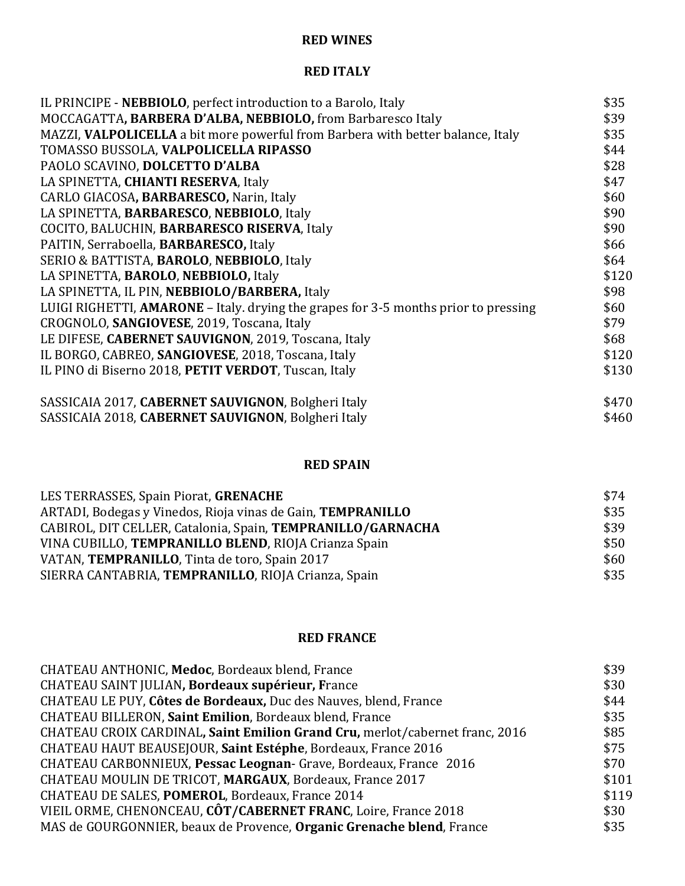## RED WINES

### RED ITALY

| Wine | Price |
|---|---|
| IL PRINCIPE - **NEBBIOLO**, perfect introduction to a Barolo, Italy | $35 |
| MOCCAGATTA**, BARBERA D'ALBA, NEBBIOLO,** from Barbaresco Italy | $39 |
| MAZZI, **VALPOLICELLA** a bit more powerful from Barbera with better balance, Italy | $35 |
| TOMASSO BUSSOLA, **VALPOLICELLA RIPASSO** | $44 |
| PAOLO SCAVINO, **DOLCETTO D'ALBA** | $28 |
| LA SPINETTA, **CHIANTI RESERVA**, Italy | $47 |
| CARLO GIACOSA**, BARBARESCO,** Narin, Italy | $60 |
| LA SPINETTA, **BARBARESCO**, **NEBBIOLO**, Italy | $90 |
| COCITO, BALUCHIN, **BARBARESCO RISERVA**, Italy | $90 |
| PAITIN, Serraboella, **BARBARESCO,** Italy | $66 |
| SERIO & BATTISTA, **BAROLO**, **NEBBIOLO**, Italy | $64 |
| LA SPINETTA, **BAROLO**, **NEBBIOLO,** Italy | $120 |
| LA SPINETTA, IL PIN, **NEBBIOLO/BARBERA,** Italy | $98 |
| LUIGI RIGHETTI, **AMARONE** – Italy. drying the grapes for 3-5 months prior to pressing | $60 |
| CROGNOLO, **SANGIOVESE**, 2019, Toscana, Italy | $79 |
| LE DIFESE, **CABERNET SAUVIGNON**, 2019, Toscana, Italy | $68 |
| IL BORGO, CABREO, **SANGIOVESE**, 2018, Toscana, Italy | $120 |
| IL PINO di Biserno 2018, **PETIT VERDOT**, Tuscan, Italy | $130 |
| SASSICAIA 2017, **CABERNET SAUVIGNON**, Bolgheri Italy | $470 |
| SASSICAIA 2018, **CABERNET SAUVIGNON**, Bolgheri Italy | $460 |

### RED SPAIN

| Wine | Price |
|---|---|
| LES TERRASSES, Spain Piorat, **GRENACHE** | $74 |
| ARTADI, Bodegas y Vinedos, Rioja vinas de Gain, **TEMPRANILLO** | $35 |
| CABIROL, DIT CELLER, Catalonia, Spain, **TEMPRANILLO/GARNACHA** | $39 |
| VINA CUBILLO, **TEMPRANILLO BLEND**, RIOJA Crianza Spain | $50 |
| VATAN, **TEMPRANILLO**, Tinta de toro, Spain 2017 | $60 |
| SIERRA CANTABRIA, **TEMPRANILLO**, RIOJA Crianza, Spain | $35 |

### RED FRANCE

| Wine | Price |
|---|---|
| CHATEAU ANTHONIC, **Medoc**, Bordeaux blend, France | $39 |
| CHATEAU SAINT JULIAN**, Bordeaux supérieur, F**rance | $30 |
| CHATEAU LE PUY, **Côtes de Bordeaux,** Duc des Nauves, blend, France | $44 |
| CHATEAU BILLERON, **Saint Emilion**, Bordeaux blend, France | $35 |
| CHATEAU CROIX CARDINAL**, Saint Emilion Grand Cru,** merlot/cabernet franc, 2016 | $85 |
| CHATEAU HAUT BEAUSEJOUR, **Saint Estéphe**, Bordeaux, France 2016 | $75 |
| CHATEAU CARBONNIEUX, **Pessac Leognan**- Grave, Bordeaux, France 2016 | $70 |
| CHATEAU MOULIN DE TRICOT, **MARGAUX**, Bordeaux, France 2017 | $101 |
| CHATEAU DE SALES, **POMEROL**, Bordeaux, France 2014 | $119 |
| VIEIL ORME, CHENONCEAU, **CÔT/CABERNET FRANC**, Loire, France 2018 | $30 |
| MAS de GOURGONNIER, beaux de Provence, **Organic Grenache blend**, France | $35 |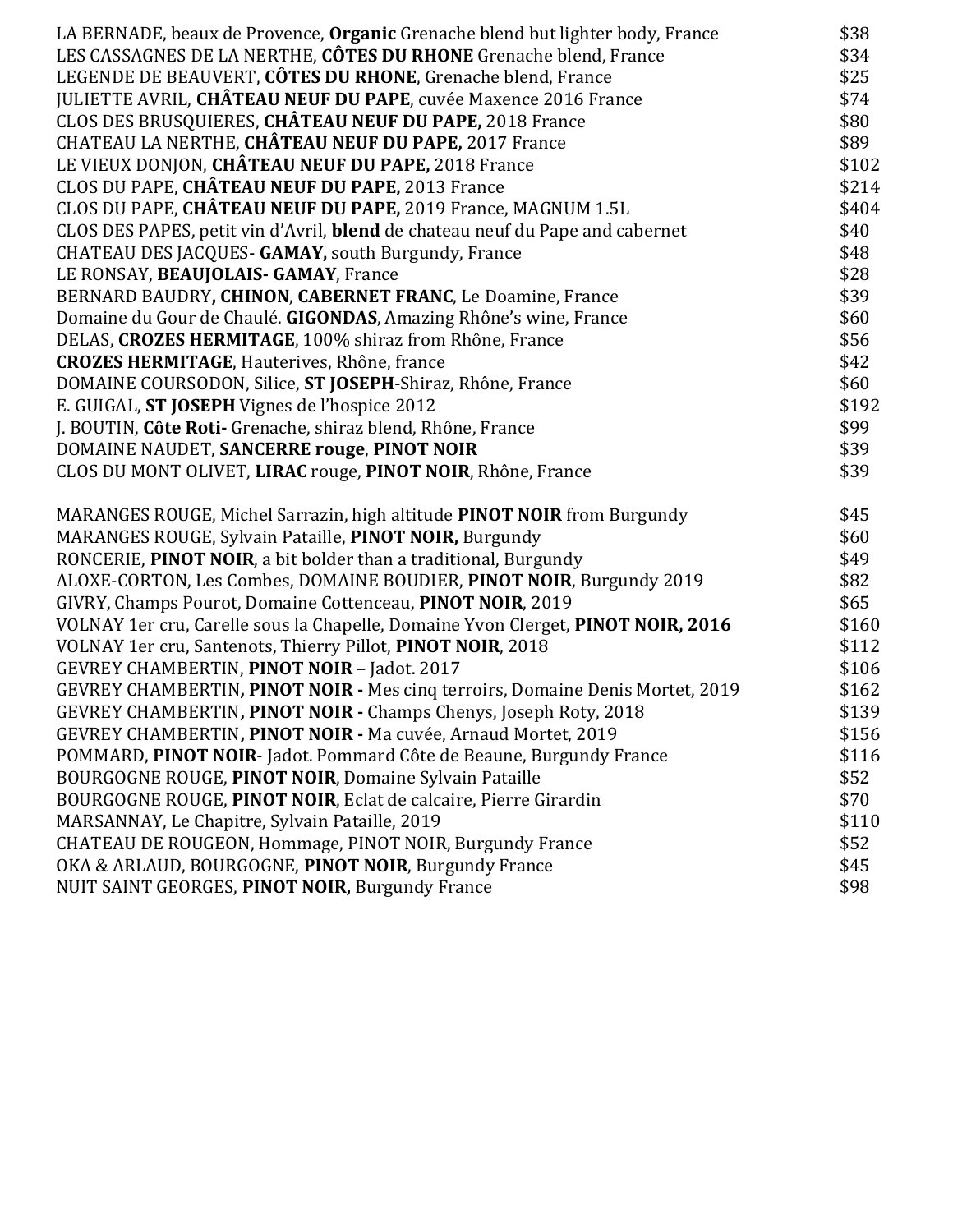| | |
|---|---|
| LA BERNADE, beaux de Provence, **Organic** Grenache blend but lighter body, France | $38 |
| LES CASSAGNES DE LA NERTHE, **CÔTES DU RHONE** Grenache blend, France | $34 |
| LEGENDE DE BEAUVERT, **CÔTES DU RHONE**, Grenache blend, France | $25 |
| JULIETTE AVRIL, **CHÂTEAU NEUF DU PAPE**, cuvée Maxence 2016 France | $74 |
| CLOS DES BRUSQUIERES, **CHÂTEAU NEUF DU PAPE,** 2018 France | $80 |
| CHATEAU LA NERTHE, **CHÂTEAU NEUF DU PAPE,** 2017 France | $89 |
| LE VIEUX DONJON, **CHÂTEAU NEUF DU PAPE,** 2018 France | $102 |
| CLOS DU PAPE, **CHÂTEAU NEUF DU PAPE,** 2013 France | $214 |
| CLOS DU PAPE, **CHÂTEAU NEUF DU PAPE,** 2019 France, MAGNUM 1.5L | $404 |
| CLOS DES PAPES, petit vin d'Avril, **blend** de chateau neuf du Pape and cabernet | $40 |
| CHATEAU DES JACQUES- **GAMAY,** south Burgundy, France | $48 |
| LE RONSAY, **BEAUJOLAIS- GAMAY**, France | $28 |
| BERNARD BAUDRY**, CHINON**, **CABERNET FRANC**, Le Doamine, France | $39 |
| Domaine du Gour de Chaulé. **GIGONDAS**, Amazing Rhône's wine, France | $60 |
| DELAS, **CROZES HERMITAGE**, 100% shiraz from Rhône, France | $56 |
| **CROZES HERMITAGE**, Hauterives, Rhône, france | $42 |
| DOMAINE COURSODON, Silice, **ST JOSEPH**-Shiraz, Rhône, France | $60 |
| E. GUIGAL, **ST JOSEPH** Vignes de l'hospice 2012 | $192 |
| J. BOUTIN, **Côte Roti-** Grenache, shiraz blend, Rhône, France | $99 |
| DOMAINE NAUDET, **SANCERRE rouge**, **PINOT NOIR** | $39 |
| CLOS DU MONT OLIVET, **LIRAC** rouge, **PINOT NOIR**, Rhône, France | $39 |

| | |
|---|---|
| MARANGES ROUGE, Michel Sarrazin, high altitude **PINOT NOIR** from Burgundy | $45 |
| MARANGES ROUGE, Sylvain Pataille, **PINOT NOIR,** Burgundy | $60 |
| RONCERIE, **PINOT NOIR**, a bit bolder than a traditional, Burgundy | $49 |
| ALOXE-CORTON, Les Combes, DOMAINE BOUDIER, **PINOT NOIR**, Burgundy 2019 | $82 |
| GIVRY, Champs Pourot, Domaine Cottenceau, **PINOT NOIR**, 2019 | $65 |
| VOLNAY 1er cru, Carelle sous la Chapelle, Domaine Yvon Clerget, **PINOT NOIR, 2016** | $160 |
| VOLNAY 1er cru, Santenots, Thierry Pillot, **PINOT NOIR**, 2018 | $112 |
| GEVREY CHAMBERTIN, **PINOT NOIR** – Jadot. 2017 | $106 |
| GEVREY CHAMBERTIN**, PINOT NOIR -** Mes cinq terroirs, Domaine Denis Mortet, 2019 | $162 |
| GEVREY CHAMBERTIN**, PINOT NOIR -** Champs Chenys, Joseph Roty, 2018 | $139 |
| GEVREY CHAMBERTIN**, PINOT NOIR -** Ma cuvée, Arnaud Mortet, 2019 | $156 |
| POMMARD, **PINOT NOIR**- Jadot. Pommard Côte de Beaune, Burgundy France | $116 |
| BOURGOGNE ROUGE, **PINOT NOIR**, Domaine Sylvain Pataille | $52 |
| BOURGOGNE ROUGE, **PINOT NOIR**, Eclat de calcaire, Pierre Girardin | $70 |
| MARSANNAY, Le Chapitre, Sylvain Pataille, 2019 | $110 |
| CHATEAU DE ROUGEON, Hommage, PINOT NOIR, Burgundy France | $52 |
| OKA & ARLAUD, BOURGOGNE, **PINOT NOIR**, Burgundy France | $45 |
| NUIT SAINT GEORGES, **PINOT NOIR,** Burgundy France | $98 |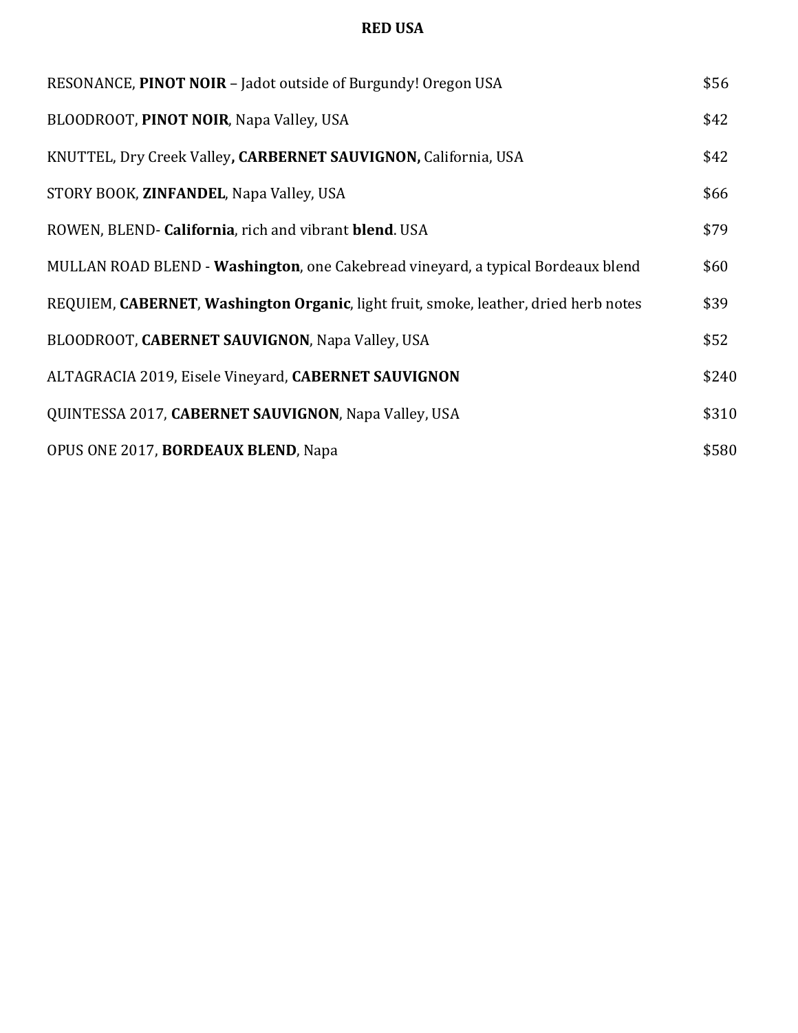## RED USA

| | |
|---|---|
| RESONANCE, **PINOT NOIR** – Jadot outside of Burgundy! Oregon USA | $56 |
| BLOODROOT, **PINOT NOIR**, Napa Valley, USA | $42 |
| KNUTTEL, Dry Creek Valley**, CARBERNET SAUVIGNON,** California, USA | $42 |
| STORY BOOK, **ZINFANDEL**, Napa Valley, USA | $66 |
| ROWEN, BLEND- **California**, rich and vibrant **blend**. USA | $79 |
| MULLAN ROAD BLEND - **Washington**, one Cakebread vineyard, a typical Bordeaux blend | $60 |
| REQUIEM, **CABERNET**, **Washington Organic**, light fruit, smoke, leather, dried herb notes | $39 |
| BLOODROOT, **CABERNET SAUVIGNON**, Napa Valley, USA | $52 |
| ALTAGRACIA 2019, Eisele Vineyard, **CABERNET SAUVIGNON** | $240 |
| QUINTESSA 2017, **CABERNET SAUVIGNON**, Napa Valley, USA | $310 |
| OPUS ONE 2017, **BORDEAUX BLEND**, Napa | $580 |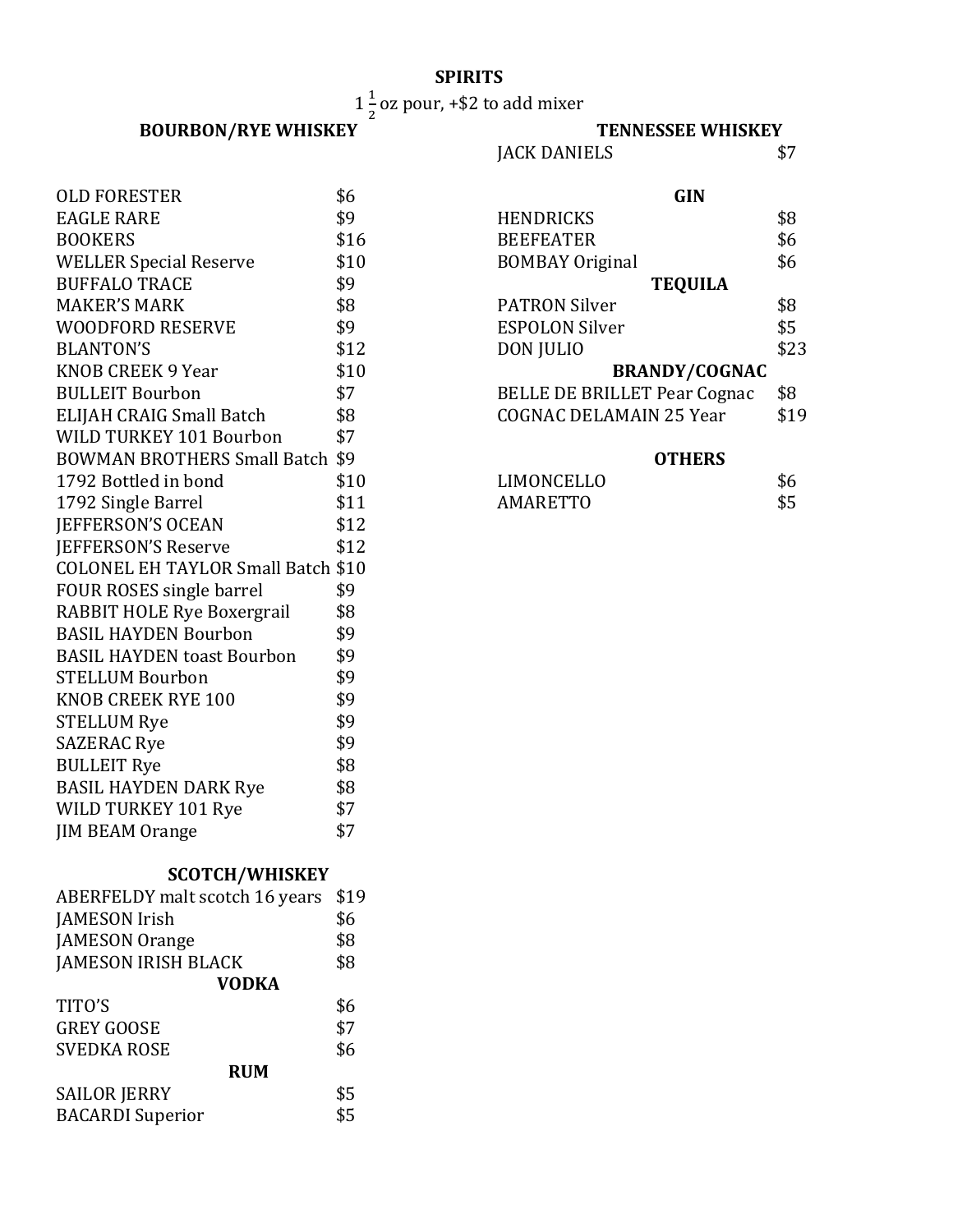# SPIRITS

$1\frac{1}{2}$ oz pour, +$2 to add mixer

## BOURBON/RYE WHISKEY

| Item | Price |
|---|---|
| OLD FORESTER | $6 |
| EAGLE RARE | $9 |
| BOOKERS | $16 |
| WELLER Special Reserve | $10 |
| BUFFALO TRACE | $9 |
| MAKER'S MARK | $8 |
| WOODFORD RESERVE | $9 |
| BLANTON'S | $12 |
| KNOB CREEK 9 Year | $10 |
| BULLEIT Bourbon | $7 |
| ELIJAH CRAIG Small Batch | $8 |
| WILD TURKEY 101 Bourbon | $7 |
| BOWMAN BROTHERS Small Batch | $9 |
| 1792 Bottled in bond | $10 |
| 1792 Single Barrel | $11 |
| JEFFERSON'S OCEAN | $12 |
| JEFFERSON'S Reserve | $12 |
| COLONEL EH TAYLOR Small Batch | $10 |
| FOUR ROSES single barrel | $9 |
| RABBIT HOLE Rye Boxergrail | $8 |
| BASIL HAYDEN Bourbon | $9 |
| BASIL HAYDEN toast Bourbon | $9 |
| STELLUM Bourbon | $9 |
| KNOB CREEK RYE 100 | $9 |
| STELLUM Rye | $9 |
| SAZERAC Rye | $9 |
| BULLEIT Rye | $8 |
| BASIL HAYDEN DARK Rye | $8 |
| WILD TURKEY 101 Rye | $7 |
| JIM BEAM Orange | $7 |

## SCOTCH/WHISKEY

| Item | Price |
|---|---|
| ABERFELDY malt scotch 16 years | $19 |
| JAMESON Irish | $6 |
| JAMESON Orange | $8 |
| JAMESON IRISH BLACK | $8 |

## VODKA

| Item | Price |
|---|---|
| TITO'S | $6 |
| GREY GOOSE | $7 |
| SVEDKA ROSE | $6 |

## RUM

| Item | Price |
|---|---|
| SAILOR JERRY | $5 |
| BACARDI Superior | $5 |

## TENNESSEE WHISKEY

| Item | Price |
|---|---|
| JACK DANIELS | $7 |

## GIN

| Item | Price |
|---|---|
| HENDRICKS | $8 |
| BEEFEATER | $6 |
| BOMBAY Original | $6 |

## TEQUILA

| Item | Price |
|---|---|
| PATRON Silver | $8 |
| ESPOLON Silver | $5 |
| DON JULIO | $23 |

## BRANDY/COGNAC

| Item | Price |
|---|---|
| BELLE DE BRILLET Pear Cognac | $8 |
| COGNAC DELAMAIN 25 Year | $19 |

## OTHERS

| Item | Price |
|---|---|
| LIMONCELLO | $6 |
| AMARETTO | $5 |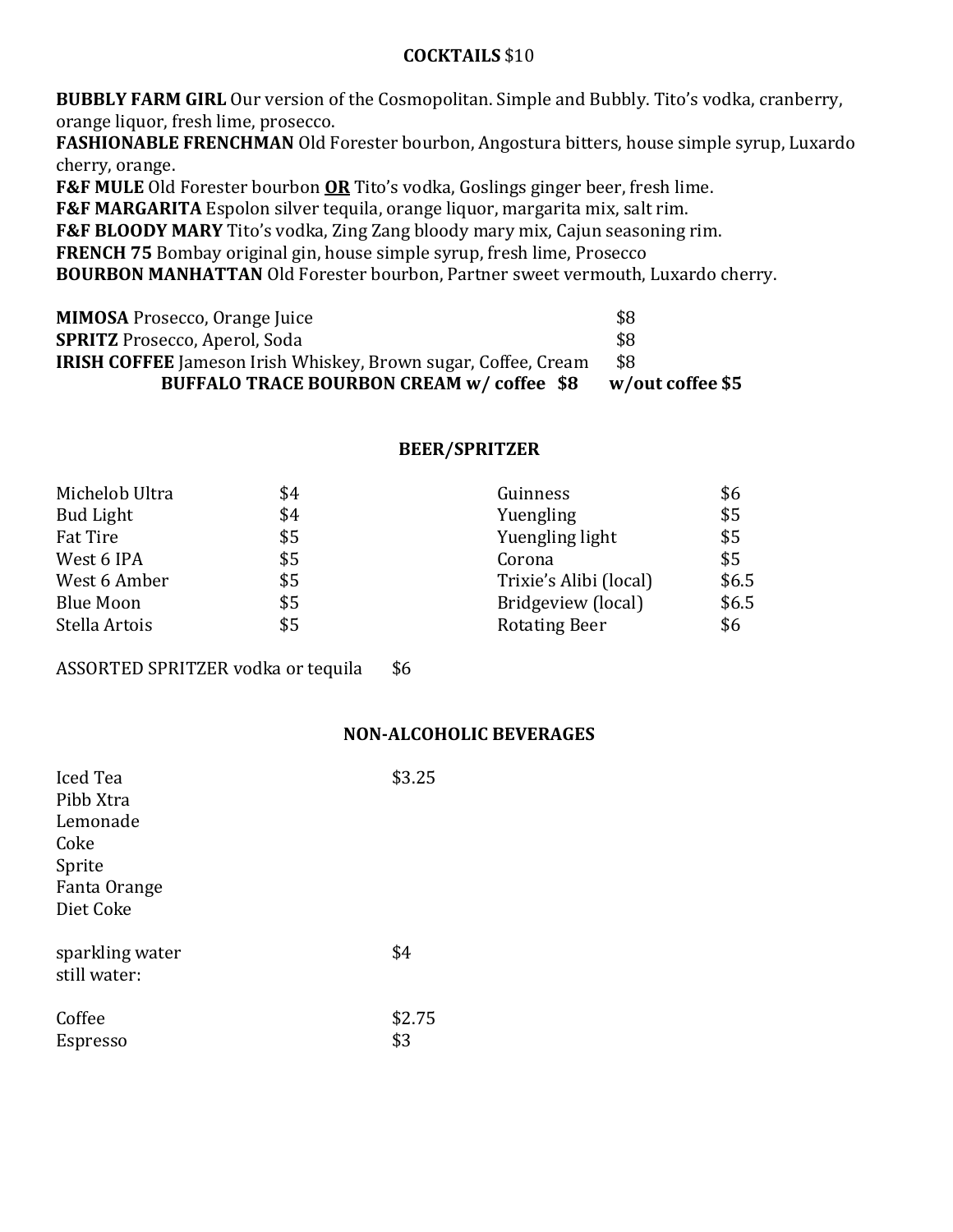## **COCKTAILS** $10

**BUBBLY FARM GIRL** Our version of the Cosmopolitan. Simple and Bubbly. Tito's vodka, cranberry, orange liquor, fresh lime, prosecco.
**FASHIONABLE FRENCHMAN** Old Forester bourbon, Angostura bitters, house simple syrup, Luxardo cherry, orange.
**F&F MULE** Old Forester bourbon **OR** Tito's vodka, Goslings ginger beer, fresh lime.
**F&F MARGARITA** Espolon silver tequila, orange liquor, margarita mix, salt rim.
**F&F BLOODY MARY** Tito's vodka, Zing Zang bloody mary mix, Cajun seasoning rim.
**FRENCH 75** Bombay original gin, house simple syrup, fresh lime, Prosecco
**BOURBON MANHATTAN** Old Forester bourbon, Partner sweet vermouth, Luxardo cherry.

| | |
|---|---|
| **MIMOSA** Prosecco, Orange Juice | $8 |
| **SPRITZ** Prosecco, Aperol, Soda | $8 |
| **IRISH COFFEE** Jameson Irish Whiskey, Brown sugar, Coffee, Cream | $8 |
| **BUFFALO TRACE BOURBON CREAM w/ coffee $8** | **w/out coffee $5** |

## **BEER/SPRITZER**

| | | | |
|---|---|---|---|
| Michelob Ultra | $4 | Guinness | $6 |
| Bud Light | $4 | Yuengling | $5 |
| Fat Tire | $5 | Yuengling light | $5 |
| West 6 IPA | $5 | Corona | $5 |
| West 6 Amber | $5 | Trixie's Alibi (local) | $6.5 |
| Blue Moon | $5 | Bridgeview (local) | $6.5 |
| Stella Artois | $5 | Rotating Beer | $6 |

ASSORTED SPRITZER vodka or tequila $6

## **NON-ALCOHOLIC BEVERAGES**

| | |
|---|---|
| Iced Tea | $3.25 |
| Pibb Xtra | |
| Lemonade | |
| Coke | |
| Sprite | |
| Fanta Orange | |
| Diet Coke | |
| sparkling water | $4 |
| still water: | |
| Coffee | $2.75 |
| Espresso | $3 |